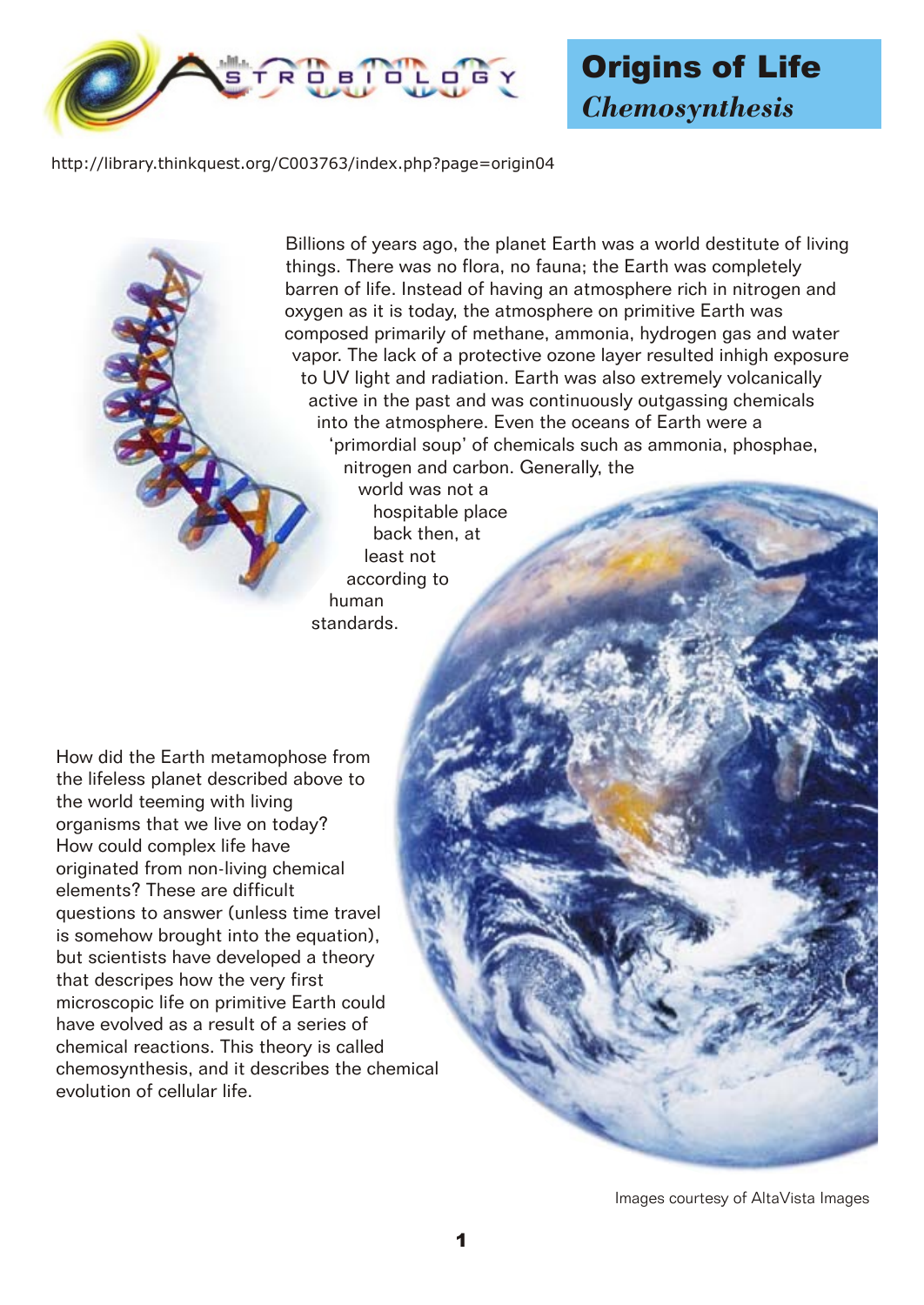# Origins of Life

## *Chemosynthesis*

http://library.thinkquest.org/C003763/index.php?page=origin04

Billions of years ago, the planet Earth was a world destitute of living things. There was no flora, no fauna; the Earth was completely barren of life. Instead of having an atmosphere rich in nitrogen and oxygen as it is today, the atmosphere on primitive Earth was composed primarily of methane, ammonia, hydrogen gas and water vapor. The lack of a protective ozone layer resulted inhigh exposure to UV light and radiation. Earth was also extremely volcanically active in the past and was continuously outgassing chemicals into the atmosphere. Even the oceans of Earth were a 'primordial soup' of chemicals such as ammonia, phosphae, nitrogen and carbon. Generally, the world was not a hospitable place back then, at least not according to human standards.

How did the Earth metamophose from the lifeless planet described above to the world teeming with living organisms that we live on today? How could complex life have originated from non-living chemical elements? These are difficult questions to answer (unless time travel is somehow brought into the equation), but scientists have developed a theory that descripes how the very first microscopic life on primitive Earth could have evolved as a result of a series of chemical reactions. This theory is called chemosynthesis, and it describes the chemical evolution of cellular life.

Images courtesy of AltaVista Images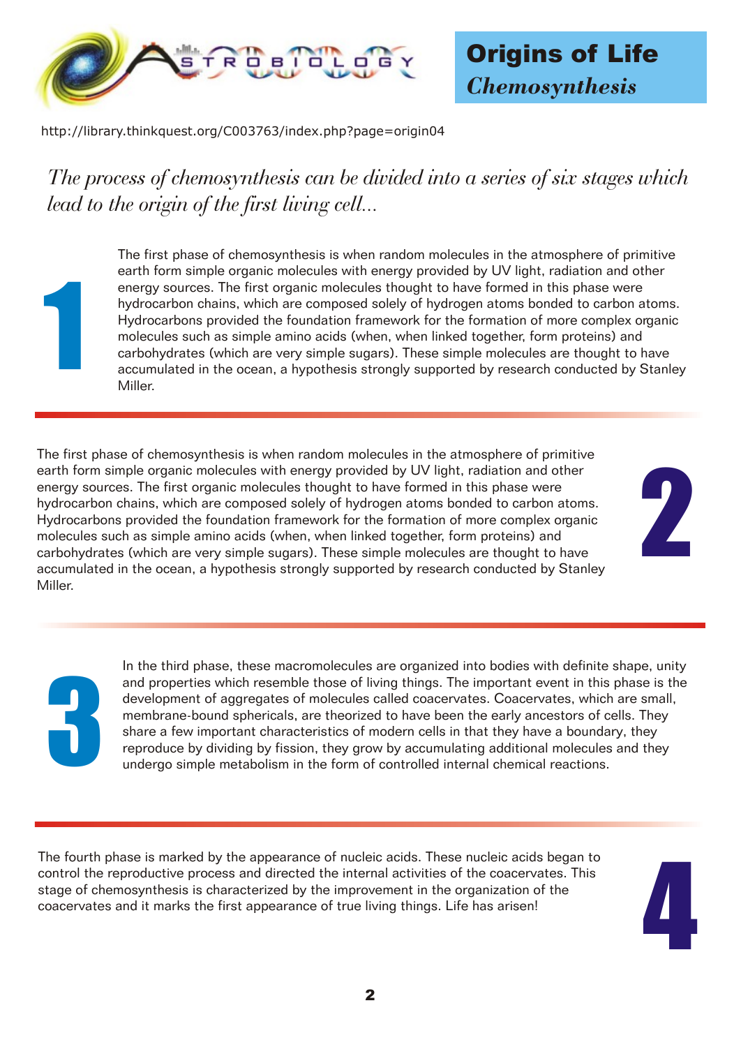# Origins of Life
## *Chemosynthesis*

http://library.thinkquest.org/C003763/index.php?page=origin04

*The process of chemosynthesis can be divided into a series of six stages which lead to the origin of the first living cell...*

**1**

The first phase of chemosynthesis is when random molecules in the atmosphere of primitive earth form simple organic molecules with energy provided by UV light, radiation and other energy sources. The first organic molecules thought to have formed in this phase were hydrocarbon chains, which are composed solely of hydrogen atoms bonded to carbon atoms. Hydrocarbons provided the foundation framework for the formation of more complex organic molecules such as simple amino acids (when, when linked together, form proteins) and carbohydrates (which are very simple sugars). These simple molecules are thought to have accumulated in the ocean, a hypothesis strongly supported by research conducted by Stanley Miller.

**2**

The first phase of chemosynthesis is when random molecules in the atmosphere of primitive earth form simple organic molecules with energy provided by UV light, radiation and other energy sources. The first organic molecules thought to have formed in this phase were hydrocarbon chains, which are composed solely of hydrogen atoms bonded to carbon atoms. Hydrocarbons provided the foundation framework for the formation of more complex organic molecules such as simple amino acids (when, when linked together, form proteins) and carbohydrates (which are very simple sugars). These simple molecules are thought to have accumulated in the ocean, a hypothesis strongly supported by research conducted by Stanley Miller.

**3**

In the third phase, these macromolecules are organized into bodies with definite shape, unity and properties which resemble those of living things. The important event in this phase is the development of aggregates of molecules called coacervates. Coacervates, which are small, membrane-bound sphericals, are theorized to have been the early ancestors of cells. They share a few important characteristics of modern cells in that they have a boundary, they reproduce by dividing by fission, they grow by accumulating additional molecules and they undergo simple metabolism in the form of controlled internal chemical reactions.

**4**

The fourth phase is marked by the appearance of nucleic acids. These nucleic acids began to control the reproductive process and directed the internal activities of the coacervates. This stage of chemosynthesis is characterized by the improvement in the organization of the coacervates and it marks the first appearance of true living things. Life has arisen!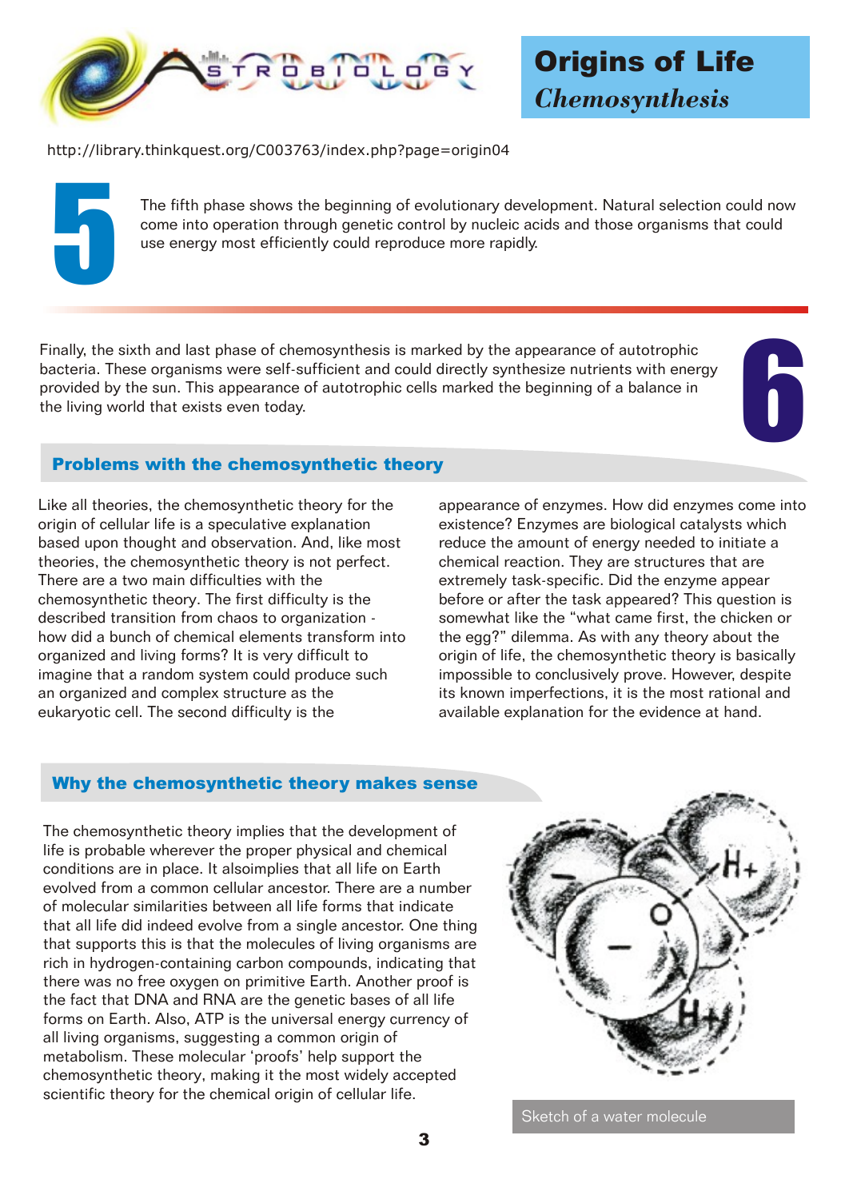# Origins of Life

## *Chemosynthesis*

http://library.thinkquest.org/C003763/index.php?page=origin04

**5**

The fifth phase shows the beginning of evolutionary development. Natural selection could now come into operation through genetic control by nucleic acids and those organisms that could use energy most efficiently could reproduce more rapidly.

**6**

Finally, the sixth and last phase of chemosynthesis is marked by the appearance of autotrophic bacteria. These organisms were self-sufficient and could directly synthesize nutrients with energy provided by the sun. This appearance of autotrophic cells marked the beginning of a balance in the living world that exists even today.

## Problems with the chemosynthetic theory

Like all theories, the chemosynthetic theory for the origin of cellular life is a speculative explanation based upon thought and observation. And, like most theories, the chemosynthetic theory is not perfect. There are a two main difficulties with the chemosynthetic theory. The first difficulty is the described transition from chaos to organization - how did a bunch of chemical elements transform into organized and living forms? It is very difficult to imagine that a random system could produce such an organized and complex structure as the eukaryotic cell. The second difficulty is the appearance of enzymes. How did enzymes come into existence? Enzymes are biological catalysts which reduce the amount of energy needed to initiate a chemical reaction. They are structures that are extremely task-specific. Did the enzyme appear before or after the task appeared? This question is somewhat like the "what came first, the chicken or the egg?" dilemma. As with any theory about the origin of life, the chemosynthetic theory is basically impossible to conclusively prove. However, despite its known imperfections, it is the most rational and available explanation for the evidence at hand.

## Why the chemosynthetic theory makes sense

The chemosynthetic theory implies that the development of life is probable wherever the proper physical and chemical conditions are in place. It alsoimplies that all life on Earth evolved from a common cellular ancestor. There are a number of molecular similarities between all life forms that indicate that all life did indeed evolve from a single ancestor. One thing that supports this is that the molecules of living organisms are rich in hydrogen-containing carbon compounds, indicating that there was no free oxygen on primitive Earth. Another proof is the fact that DNA and RNA are the genetic bases of all life forms on Earth. Also, ATP is the universal energy currency of all living organisms, suggesting a common origin of metabolism. These molecular 'proofs' help support the chemosynthetic theory, making it the most widely accepted scientific theory for the chemical origin of cellular life.

Sketch of a water molecule